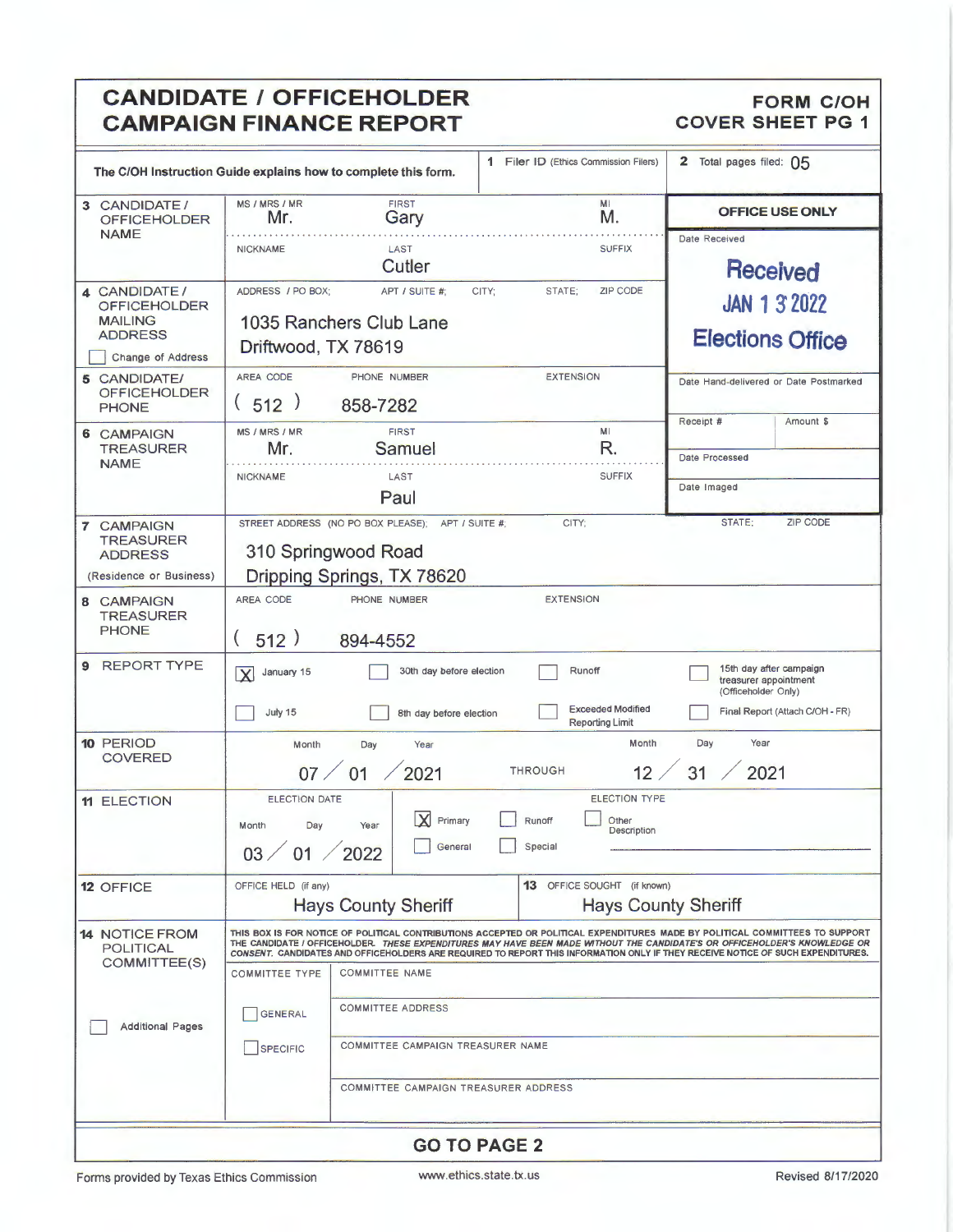# CANDIDATE / OFFICEHOLDER CAMPAIGN FINANCE REPORT

**FORM C/OH COVER SHEET PG 1**

The C/OH Instruction Guide explains how to complete this form.

**1** Filer ID (Ethics Commission Filers)

**2** Total pages filed: 05

**OFFICE USE ONLY**

Date Received: Received JAN 13 2022 Elections Office

Date Hand-delivered or Date Postmarked

Receipt # | Amount $

Date Processed

Date Imaged

**3 CANDIDATE / OFFICEHOLDER NAME**

| MS / MRS / MR | FIRST | MI |
|---|---|---|
| Mr. | Gary | M. |

| NICKNAME | LAST | SUFFIX |
|---|---|---|
| | Cutler | |

**4 CANDIDATE / OFFICEHOLDER MAILING ADDRESS**

☐ Change of Address

ADDRESS / PO BOX; APT / SUITE #; CITY; STATE; ZIP CODE

1035 Ranchers Club Lane
Driftwood, TX 78619

**5 CANDIDATE/ OFFICEHOLDER PHONE**

| AREA CODE | PHONE NUMBER | EXTENSION |
|---|---|---|
| (512) | 858-7282 | |

**6 CAMPAIGN TREASURER NAME**

| MS / MRS / MR | FIRST | MI |
|---|---|---|
| Mr. | Samuel | R. |

| NICKNAME | LAST | SUFFIX |
|---|---|---|
| | Paul | |

**7 CAMPAIGN TREASURER ADDRESS** (Residence or Business)

STREET ADDRESS (NO PO BOX PLEASE); APT / SUITE #; CITY; STATE; ZIP CODE

310 Springwood Road
Dripping Springs, TX 78620

**8 CAMPAIGN TREASURER PHONE**

| AREA CODE | PHONE NUMBER | EXTENSION |
|---|---|---|
| (512) | 894-4552 | |

**9 REPORT TYPE**

- [X] January 15
- [ ] 30th day before election
- [ ] Runoff
- [ ] 15th day after campaign treasurer appointment (Officeholder Only)
- [ ] July 15
- [ ] 8th day before election
- [ ] Exceeded Modified Reporting Limit
- [ ] Final Report (Attach C/OH - FR)

**10 PERIOD COVERED**

07 / 01 / 2021 THROUGH 12 / 31 / 2021

**11 ELECTION**

ELECTION DATE: 03 / 01 / 2022

ELECTION TYPE:

- [X] Primary
- [ ] Runoff
- [ ] Other Description
- [ ] General
- [ ] Special

**12 OFFICE**

OFFICE HELD (if any): Hays County Sheriff

**13** OFFICE SOUGHT (if known): Hays County Sheriff

**14 NOTICE FROM POLITICAL COMMITTEE(S)**

THIS BOX IS FOR NOTICE OF POLITICAL CONTRIBUTIONS ACCEPTED OR POLITICAL EXPENDITURES MADE BY POLITICAL COMMITTEES TO SUPPORT THE CANDIDATE / OFFICEHOLDER. *THESE EXPENDITURES MAY HAVE BEEN MADE WITHOUT THE CANDIDATE'S OR OFFICEHOLDER'S KNOWLEDGE OR CONSENT.* CANDIDATES AND OFFICEHOLDERS ARE REQUIRED TO REPORT THIS INFORMATION ONLY IF THEY RECEIVE NOTICE OF SUCH EXPENDITURES.

☐ Additional Pages

COMMITTEE TYPE: ☐ GENERAL ☐ SPECIFIC

COMMITTEE NAME

COMMITTEE ADDRESS

COMMITTEE CAMPAIGN TREASURER NAME

COMMITTEE CAMPAIGN TREASURER ADDRESS

**GO TO PAGE 2**

Forms provided by Texas Ethics Commission | www.ethics.state.tx.us | Revised 8/17/2020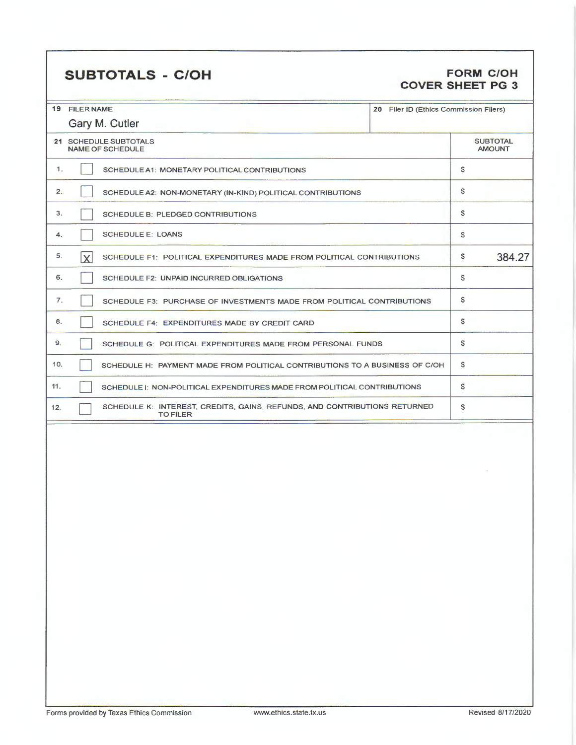# SUBTOTALS - C/OH

**FORM C/OH**
**COVER SHEET PG 3**

| 19 FILER NAME | 20 Filer ID (Ethics Commission Filers) |
|---|---|
| Gary M. Cutler | |

| 21 SCHEDULE SUBTOTALS NAME OF SCHEDULE | | | SUBTOTAL AMOUNT |
|---|---|---|---|
| 1. | [ ] | SCHEDULE A1: MONETARY POLITICAL CONTRIBUTIONS | $ |
| 2. | [ ] | SCHEDULE A2: NON-MONETARY (IN-KIND) POLITICAL CONTRIBUTIONS | $ |
| 3. | [ ] | SCHEDULE B: PLEDGED CONTRIBUTIONS | $ |
| 4. | [ ] | SCHEDULE E: LOANS | $ |
| 5. | [X] | SCHEDULE F1: POLITICAL EXPENDITURES MADE FROM POLITICAL CONTRIBUTIONS | $ 384.27 |
| 6. | [ ] | SCHEDULE F2: UNPAID INCURRED OBLIGATIONS | $ |
| 7. | [ ] | SCHEDULE F3: PURCHASE OF INVESTMENTS MADE FROM POLITICAL CONTRIBUTIONS | $ |
| 8. | [ ] | SCHEDULE F4: EXPENDITURES MADE BY CREDIT CARD | $ |
| 9. | [ ] | SCHEDULE G: POLITICAL EXPENDITURES MADE FROM PERSONAL FUNDS | $ |
| 10. | [ ] | SCHEDULE H: PAYMENT MADE FROM POLITICAL CONTRIBUTIONS TO A BUSINESS OF C/OH | $ |
| 11. | [ ] | SCHEDULE I: NON-POLITICAL EXPENDITURES MADE FROM POLITICAL CONTRIBUTIONS | $ |
| 12. | [ ] | SCHEDULE K: INTEREST, CREDITS, GAINS, REFUNDS, AND CONTRIBUTIONS RETURNED TO FILER | $ |

Forms provided by Texas Ethics Commission www.ethics.state.tx.us Revised 8/17/2020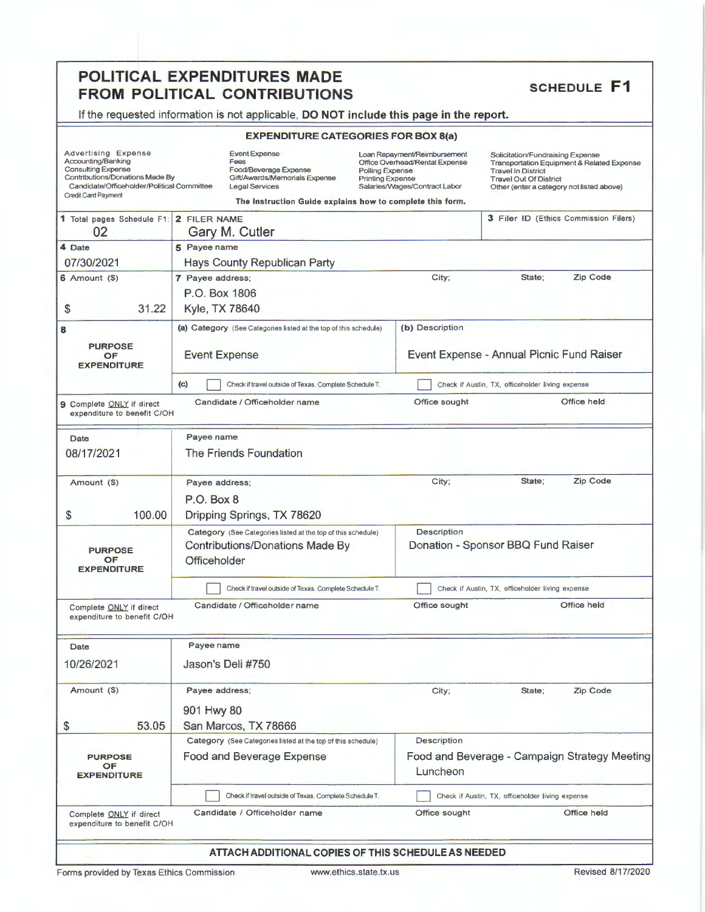# POLITICAL EXPENDITURES MADE FROM POLITICAL CONTRIBUTIONS

**SCHEDULE F1**

If the requested information is not applicable, **DO NOT include this page in the report.**

**EXPENDITURE CATEGORIES FOR BOX 8(a)**

| | | | |
|---|---|---|---|
| Advertising Expense | Event Expense | Loan Repayment/Reimbursement | Solicitation/Fundraising Expense |
| Accounting/Banking | Fees | Office Overhead/Rental Expense | Transportation Equipment & Related Expense |
| Consulting Expense | Food/Beverage Expense | Polling Expense | Travel In District |
| Contributions/Donations Made By Candidate/Officeholder/Political Committee | Gift/Awards/Memorials Expense | Printing Expense | Travel Out Of District |
| Credit Card Payment | Legal Services | Salaries/Wages/Contract Labor | Other (enter a category not listed above) |

**The Instruction Guide explains how to complete this form.**

| | | | |
|---|---|---|---|
| **1** Total pages Schedule F1: 02 | **2** FILER NAME: Gary M. Cutler | | **3** Filer ID (Ethics Commission Filers): |

---

| Field | | | | |
|---|---|---|---|---|
| **4** Date | 07/30/2021 | | | |
| **5** Payee name | Hays County Republican Party | | | |
| **6** Amount ($) | $ 31.22 | | | |
| **7** Payee address; City; State; Zip Code | P.O. Box 1806, Kyle, TX 78640 | | | |
| **8** PURPOSE OF EXPENDITURE | (a) Category: Event Expense | (b) Description: Event Expense - Annual Picnic Fund Raiser | | |
| | (c) ☐ Check if travel outside of Texas. Complete Schedule T. | ☐ Check if Austin, TX, officeholder living expense | | |
| **9** Complete ONLY if direct expenditure to benefit C/OH | Candidate / Officeholder name: | Office sought: | Office held: | |

---

| Field | | | | |
|---|---|---|---|---|
| Date | 08/17/2021 | | | |
| Payee name | The Friends Foundation | | | |
| Amount ($) | $ 100.00 | | | |
| Payee address; City; State; Zip Code | P.O. Box 8, Dripping Springs, TX 78620 | | | |
| PURPOSE OF EXPENDITURE | Category: Contributions/Donations Made By Officeholder | Description: Donation - Sponsor BBQ Fund Raiser | | |
| | ☐ Check if travel outside of Texas. Complete Schedule T. | ☐ Check if Austin, TX, officeholder living expense | | |
| Complete ONLY if direct expenditure to benefit C/OH | Candidate / Officeholder name: | Office sought: | Office held: | |

---

| Field | | | | |
|---|---|---|---|---|
| Date | 10/26/2021 | | | |
| Payee name | Jason's Deli #750 | | | |
| Amount ($) | $ 53.05 | | | |
| Payee address; City; State; Zip Code | 901 Hwy 80, San Marcos, TX 78666 | | | |
| PURPOSE OF EXPENDITURE | Category: Food and Beverage Expense | Description: Food and Beverage - Campaign Strategy Meeting Luncheon | | |
| | ☐ Check if travel outside of Texas. Complete Schedule T. | ☐ Check if Austin, TX, officeholder living expense | | |
| Complete ONLY if direct expenditure to benefit C/OH | Candidate / Officeholder name: | Office sought: | Office held: | |

**ATTACH ADDITIONAL COPIES OF THIS SCHEDULE AS NEEDED**

Forms provided by Texas Ethics Commission www.ethics.state.tx.us Revised 8/17/2020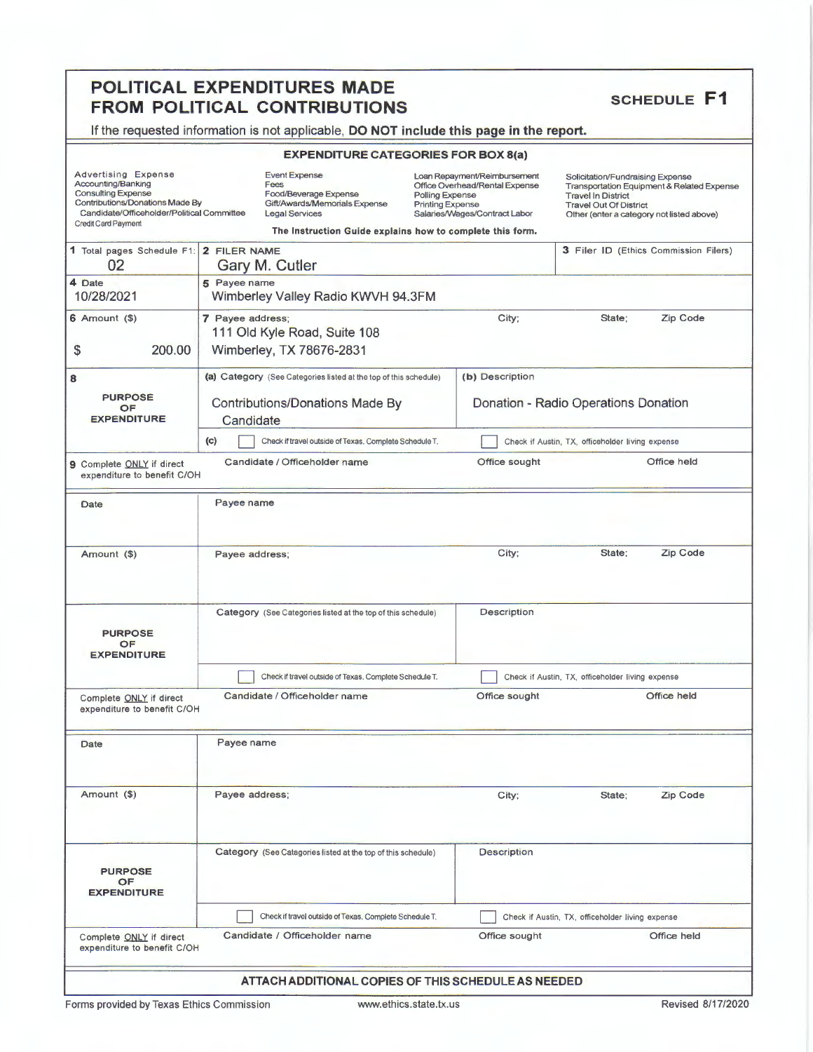# POLITICAL EXPENDITURES MADE FROM POLITICAL CONTRIBUTIONS

**SCHEDULE F1**

If the requested information is not applicable, **DO NOT include this page in the report.**

### EXPENDITURE CATEGORIES FOR BOX 8(a)

| | | | |
|---|---|---|---|
| Advertising Expense<br>Accounting/Banking<br>Consulting Expense<br>Contributions/Donations Made By Candidate/Officeholder/Political Committee<br>Credit Card Payment | Event Expense<br>Fees<br>Food/Beverage Expense<br>Gift/Awards/Memorials Expense<br>Legal Services | Loan Repayment/Reimbursement<br>Office Overhead/Rental Expense<br>Polling Expense<br>Printing Expense<br>Salaries/Wages/Contract Labor | Solicitation/Fundraising Expense<br>Transportation Equipment & Related Expense<br>Travel In District<br>Travel Out Of District<br>Other (enter a category not listed above) |

**The Instruction Guide explains how to complete this form.**

| | | | |
|---|---|---|---|
| **1** Total pages Schedule F1: 02 | **2** FILER NAME: Gary M. Cutler | | **3** Filer ID (Ethics Commission Filers) |
| **4** Date: 10/28/2021 | **5** Payee name: Wimberley Valley Radio KWVH 94.3FM | | |
| **6** Amount ($): $ 200.00 | **7** Payee address; City; State; Zip Code: 111 Old Kyle Road, Suite 108 Wimberley, TX 78676-2831 | | |
| **8** PURPOSE OF EXPENDITURE | (a) Category (See Categories listed at the top of this schedule): Contributions/Donations Made By Candidate | (b) Description: Donation - Radio Operations Donation | |
| | (c) ☐ Check if travel outside of Texas. Complete Schedule T. | ☐ Check if Austin, TX, officeholder living expense | |
| **9** Complete ONLY if direct expenditure to benefit C/OH | Candidate / Officeholder name | Office sought | Office held |

| | | | |
|---|---|---|---|
| Date | Payee name | | |
| Amount ($) | Payee address; City; State; Zip Code | | |
| PURPOSE OF EXPENDITURE | Category (See Categories listed at the top of this schedule) | Description | |
| | ☐ Check if travel outside of Texas. Complete Schedule T. | ☐ Check if Austin, TX, officeholder living expense | |
| Complete ONLY if direct expenditure to benefit C/OH | Candidate / Officeholder name | Office sought | Office held |

| | | | |
|---|---|---|---|
| Date | Payee name | | |
| Amount ($) | Payee address; City; State; Zip Code | | |
| PURPOSE OF EXPENDITURE | Category (See Categories listed at the top of this schedule) | Description | |
| | ☐ Check if travel outside of Texas. Complete Schedule T. | ☐ Check if Austin, TX, officeholder living expense | |
| Complete ONLY if direct expenditure to benefit C/OH | Candidate / Officeholder name | Office sought | Office held |

**ATTACH ADDITIONAL COPIES OF THIS SCHEDULE AS NEEDED**

Forms provided by Texas Ethics Commission www.ethics.state.tx.us Revised 8/17/2020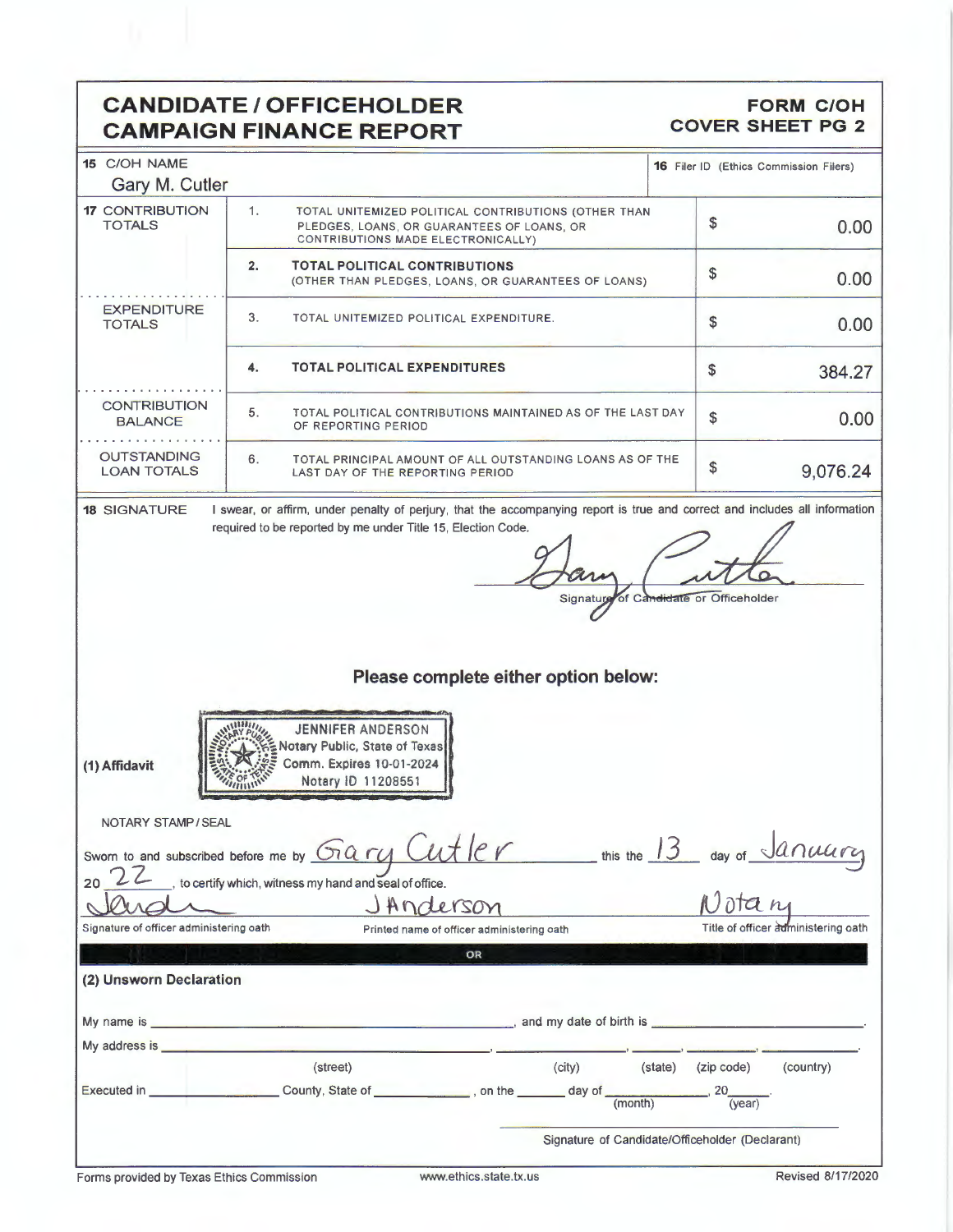# CANDIDATE / OFFICEHOLDER CAMPAIGN FINANCE REPORT

**FORM C/OH COVER SHEET PG 2**

| | | | |
|---|---|---|---|
| **15** C/OH NAME<br>Gary M. Cutler | | **16** Filer ID (Ethics Commission Filers) | |
| **17** CONTRIBUTION TOTALS | 1. TOTAL UNITEMIZED POLITICAL CONTRIBUTIONS (OTHER THAN PLEDGES, LOANS, OR GUARANTEES OF LOANS, OR CONTRIBUTIONS MADE ELECTRONICALLY) | $ | 0.00 |
| | 2. **TOTAL POLITICAL CONTRIBUTIONS** (OTHER THAN PLEDGES, LOANS, OR GUARANTEES OF LOANS) | $ | 0.00 |
| EXPENDITURE TOTALS | 3. TOTAL UNITEMIZED POLITICAL EXPENDITURE. | $ | 0.00 |
| | 4. **TOTAL POLITICAL EXPENDITURES** | $ | 384.27 |
| CONTRIBUTION BALANCE | 5. TOTAL POLITICAL CONTRIBUTIONS MAINTAINED AS OF THE LAST DAY OF REPORTING PERIOD | $ | 0.00 |
| OUTSTANDING LOAN TOTALS | 6. TOTAL PRINCIPAL AMOUNT OF ALL OUTSTANDING LOANS AS OF THE LAST DAY OF THE REPORTING PERIOD | $ | 9,076.24 |

**18** SIGNATURE

I swear, or affirm, under penalty of perjury, that the accompanying report is true and correct and includes all information required to be reported by me under Title 15, Election Code.

Gary Cutler
Signature of Candidate or Officeholder

## Please complete either option below:

**(1) Affidavit**

JENNIFER ANDERSON
Notary Public, State of Texas
Comm. Expires 10-01-2024
Notary ID 11208551

NOTARY STAMP / SEAL

Sworn to and subscribed before me by Gary Cutler this the 13 day of January 20 22, to certify which, witness my hand and seal of office.

| Signature of officer administering oath | Printed name of officer administering oath | Title of officer administering oath |
|---|---|---|
| [signature] | J Anderson | Notary |

OR

**(2) Unsworn Declaration**

My name is ______________________, and my date of birth is ______________.

My address is ______________, ______________, ______, ______________, ______________.
(street) (city) (state) (zip code) (country)

Executed in ______________ County, State of ______________, on the ______ day of ______________ (month), 20______ (year).

Signature of Candidate/Officeholder (Declarant)

Forms provided by Texas Ethics Commission www.ethics.state.tx.us Revised 8/17/2020